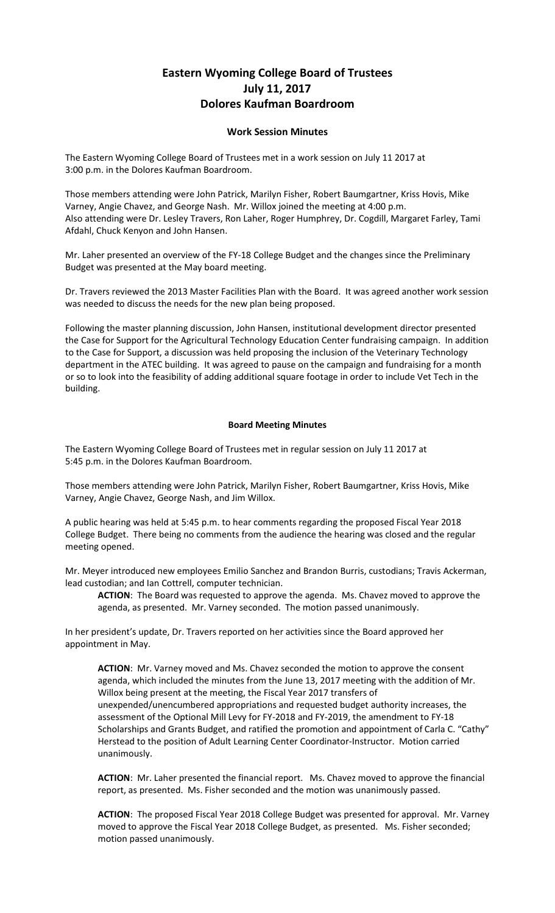# Eastern Wyoming College Board of Trustees
## July 11, 2017
## Dolores Kaufman Boardroom

### Work Session Minutes

The Eastern Wyoming College Board of Trustees met in a work session on July 11 2017 at 3:00 p.m. in the Dolores Kaufman Boardroom.

Those members attending were John Patrick, Marilyn Fisher, Robert Baumgartner, Kriss Hovis, Mike Varney, Angie Chavez, and George Nash. Mr. Willox joined the meeting at 4:00 p.m. Also attending were Dr. Lesley Travers, Ron Laher, Roger Humphrey, Dr. Cogdill, Margaret Farley, Tami Afdahl, Chuck Kenyon and John Hansen.

Mr. Laher presented an overview of the FY-18 College Budget and the changes since the Preliminary Budget was presented at the May board meeting.

Dr. Travers reviewed the 2013 Master Facilities Plan with the Board. It was agreed another work session was needed to discuss the needs for the new plan being proposed.

Following the master planning discussion, John Hansen, institutional development director presented the Case for Support for the Agricultural Technology Education Center fundraising campaign. In addition to the Case for Support, a discussion was held proposing the inclusion of the Veterinary Technology department in the ATEC building. It was agreed to pause on the campaign and fundraising for a month or so to look into the feasibility of adding additional square footage in order to include Vet Tech in the building.

### Board Meeting Minutes

The Eastern Wyoming College Board of Trustees met in regular session on July 11 2017 at 5:45 p.m. in the Dolores Kaufman Boardroom.

Those members attending were John Patrick, Marilyn Fisher, Robert Baumgartner, Kriss Hovis, Mike Varney, Angie Chavez, George Nash, and Jim Willox.

A public hearing was held at 5:45 p.m. to hear comments regarding the proposed Fiscal Year 2018 College Budget. There being no comments from the audience the hearing was closed and the regular meeting opened.

Mr. Meyer introduced new employees Emilio Sanchez and Brandon Burris, custodians; Travis Ackerman, lead custodian; and Ian Cottrell, computer technician.

> **ACTION**: The Board was requested to approve the agenda. Ms. Chavez moved to approve the agenda, as presented. Mr. Varney seconded. The motion passed unanimously.

In her president's update, Dr. Travers reported on her activities since the Board approved her appointment in May.

> **ACTION**: Mr. Varney moved and Ms. Chavez seconded the motion to approve the consent agenda, which included the minutes from the June 13, 2017 meeting with the addition of Mr. Willox being present at the meeting, the Fiscal Year 2017 transfers of unexpended/unencumbered appropriations and requested budget authority increases, the assessment of the Optional Mill Levy for FY-2018 and FY-2019, the amendment to FY-18 Scholarships and Grants Budget, and ratified the promotion and appointment of Carla C. "Cathy" Herstead to the position of Adult Learning Center Coordinator-Instructor. Motion carried unanimously.

> **ACTION**: Mr. Laher presented the financial report. Ms. Chavez moved to approve the financial report, as presented. Ms. Fisher seconded and the motion was unanimously passed.

> **ACTION**: The proposed Fiscal Year 2018 College Budget was presented for approval. Mr. Varney moved to approve the Fiscal Year 2018 College Budget, as presented. Ms. Fisher seconded; motion passed unanimously.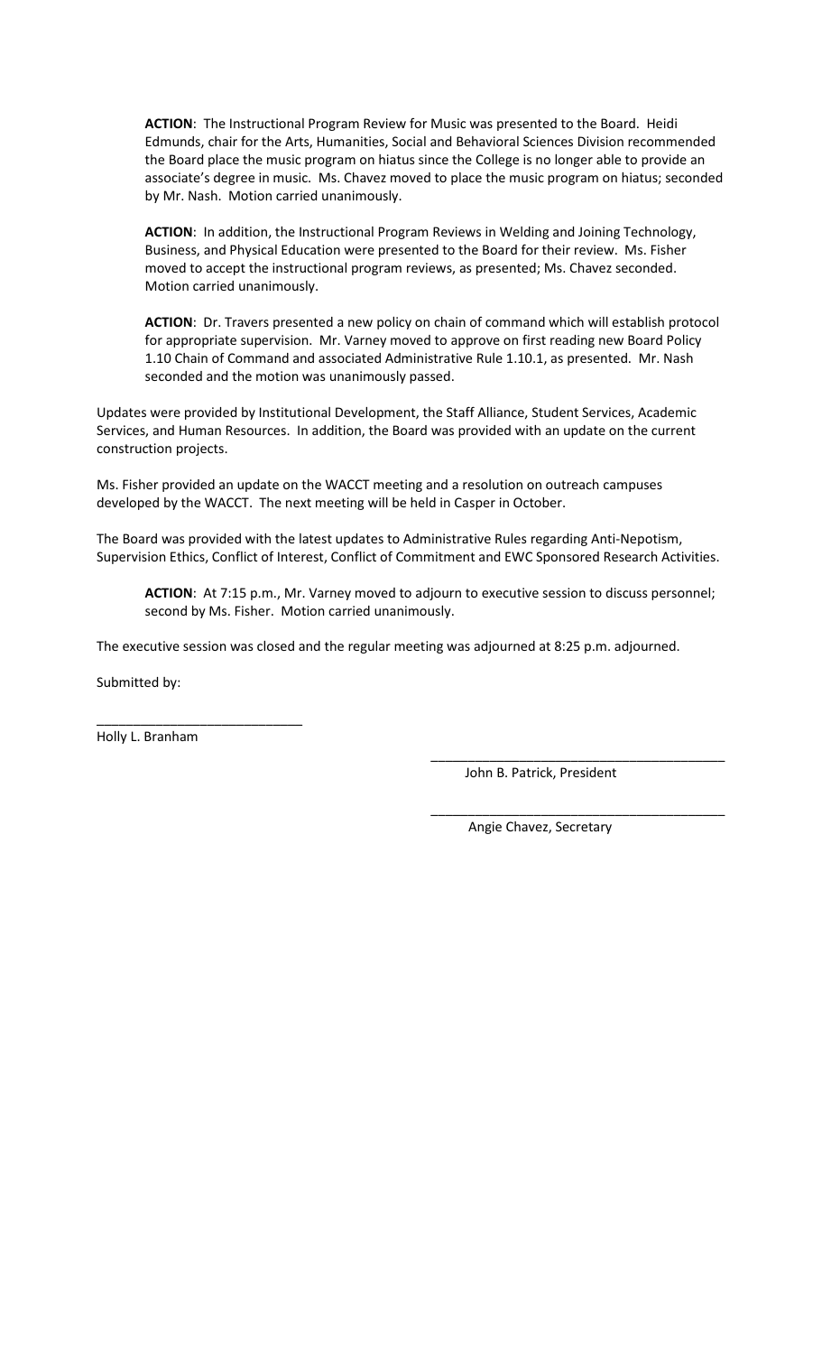**ACTION**: The Instructional Program Review for Music was presented to the Board. Heidi Edmunds, chair for the Arts, Humanities, Social and Behavioral Sciences Division recommended the Board place the music program on hiatus since the College is no longer able to provide an associate's degree in music. Ms. Chavez moved to place the music program on hiatus; seconded by Mr. Nash. Motion carried unanimously.

**ACTION**: In addition, the Instructional Program Reviews in Welding and Joining Technology, Business, and Physical Education were presented to the Board for their review. Ms. Fisher moved to accept the instructional program reviews, as presented; Ms. Chavez seconded. Motion carried unanimously.

**ACTION**: Dr. Travers presented a new policy on chain of command which will establish protocol for appropriate supervision. Mr. Varney moved to approve on first reading new Board Policy 1.10 Chain of Command and associated Administrative Rule 1.10.1, as presented. Mr. Nash seconded and the motion was unanimously passed.

Updates were provided by Institutional Development, the Staff Alliance, Student Services, Academic Services, and Human Resources. In addition, the Board was provided with an update on the current construction projects.

Ms. Fisher provided an update on the WACCT meeting and a resolution on outreach campuses developed by the WACCT. The next meeting will be held in Casper in October.

The Board was provided with the latest updates to Administrative Rules regarding Anti-Nepotism, Supervision Ethics, Conflict of Interest, Conflict of Commitment and EWC Sponsored Research Activities.

**ACTION**: At 7:15 p.m., Mr. Varney moved to adjourn to executive session to discuss personnel; second by Ms. Fisher. Motion carried unanimously.

The executive session was closed and the regular meeting was adjourned at 8:25 p.m. adjourned.

Submitted by:

____________________________
Holly L. Branham

________________________________________
John B. Patrick, President

________________________________________
Angie Chavez, Secretary